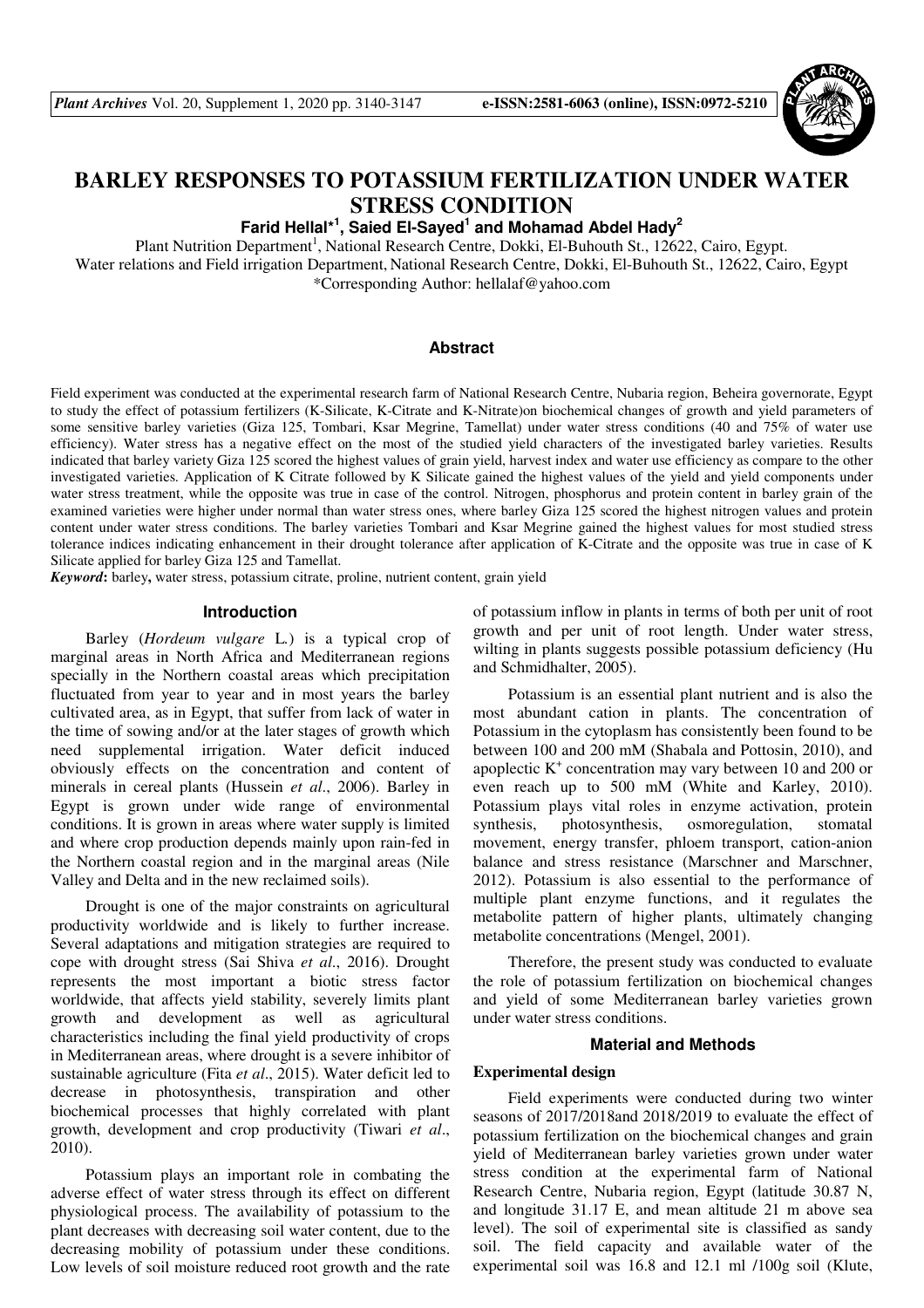# BARLEY RESPONSES TO POTASSIUM FERTILIZATION UNDER WATER STRESS CONDITION

**Farid Hellal*[1], Saied El-Sayed[1] and Mohamad Abdel Hady[2]**

Plant Nutrition Department[1], National Research Centre, Dokki, El-Buhouth St., 12622, Cairo, Egypt.
Water relations and Field irrigation Department, National Research Centre, Dokki, El-Buhouth St., 12622, Cairo, Egypt
*Corresponding Author: hellalaf@yahoo.com

## Abstract

Field experiment was conducted at the experimental research farm of National Research Centre, Nubaria region, Beheira governorate, Egypt to study the effect of potassium fertilizers (K-Silicate, K-Citrate and K-Nitrate)on biochemical changes of growth and yield parameters of some sensitive barley varieties (Giza 125, Tombari, Ksar Megrine, Tamellat) under water stress conditions (40 and 75% of water use efficiency). Water stress has a negative effect on the most of the studied yield characters of the investigated barley varieties. Results indicated that barley variety Giza 125 scored the highest values of grain yield, harvest index and water use efficiency as compare to the other investigated varieties. Application of K Citrate followed by K Silicate gained the highest values of the yield and yield components under water stress treatment, while the opposite was true in case of the control. Nitrogen, phosphorus and protein content in barley grain of the examined varieties were higher under normal than water stress ones, where barley Giza 125 scored the highest nitrogen values and protein content under water stress conditions. The barley varieties Tombari and Ksar Megrine gained the highest values for most studied stress tolerance indices indicating enhancement in their drought tolerance after application of K-Citrate and the opposite was true in case of K Silicate applied for barley Giza 125 and Tamellat.

***Keyword*:** barley**,** water stress, potassium citrate, proline, nutrient content, grain yield

## Introduction

Barley (*Hordeum vulgare* L.) is a typical crop of marginal areas in North Africa and Mediterranean regions specially in the Northern coastal areas which precipitation fluctuated from year to year and in most years the barley cultivated area, as in Egypt, that suffer from lack of water in the time of sowing and/or at the later stages of growth which need supplemental irrigation. Water deficit induced obviously effects on the concentration and content of minerals in cereal plants (Hussein *et al*., 2006). Barley in Egypt is grown under wide range of environmental conditions. It is grown in areas where water supply is limited and where crop production depends mainly upon rain-fed in the Northern coastal region and in the marginal areas (Nile Valley and Delta and in the new reclaimed soils).

Drought is one of the major constraints on agricultural productivity worldwide and is likely to further increase. Several adaptations and mitigation strategies are required to cope with drought stress (Sai Shiva *et al*., 2016). Drought represents the most important a biotic stress factor worldwide, that affects yield stability, severely limits plant growth and development as well as agricultural characteristics including the final yield productivity of crops in Mediterranean areas, where drought is a severe inhibitor of sustainable agriculture (Fita *et al*., 2015). Water deficit led to decrease in photosynthesis, transpiration and other biochemical processes that highly correlated with plant growth, development and crop productivity (Tiwari *et al*., 2010).

Potassium plays an important role in combating the adverse effect of water stress through its effect on different physiological process. The availability of potassium to the plant decreases with decreasing soil water content, due to the decreasing mobility of potassium under these conditions. Low levels of soil moisture reduced root growth and the rate of potassium inflow in plants in terms of both per unit of root growth and per unit of root length. Under water stress, wilting in plants suggests possible potassium deficiency (Hu and Schmidhalter, 2005).

Potassium is an essential plant nutrient and is also the most abundant cation in plants. The concentration of Potassium in the cytoplasm has consistently been found to be between 100 and 200 mM (Shabala and Pottosin, 2010), and apoplectic $K^+$ concentration may vary between 10 and 200 or even reach up to 500 mM (White and Karley, 2010). Potassium plays vital roles in enzyme activation, protein synthesis, photosynthesis, osmoregulation, stomatal movement, energy transfer, phloem transport, cation-anion balance and stress resistance (Marschner and Marschner, 2012). Potassium is also essential to the performance of multiple plant enzyme functions, and it regulates the metabolite pattern of higher plants, ultimately changing metabolite concentrations (Mengel, 2001).

Therefore, the present study was conducted to evaluate the role of potassium fertilization on biochemical changes and yield of some Mediterranean barley varieties grown under water stress conditions.

## Material and Methods

### Experimental design

Field experiments were conducted during two winter seasons of 2017/2018and 2018/2019 to evaluate the effect of potassium fertilization on the biochemical changes and grain yield of Mediterranean barley varieties grown under water stress condition at the experimental farm of National Research Centre, Nubaria region, Egypt (latitude 30.87 N, and longitude 31.17 E, and mean altitude 21 m above sea level). The soil of experimental site is classified as sandy soil. The field capacity and available water of the experimental soil was 16.8 and 12.1 ml /100g soil (Klute,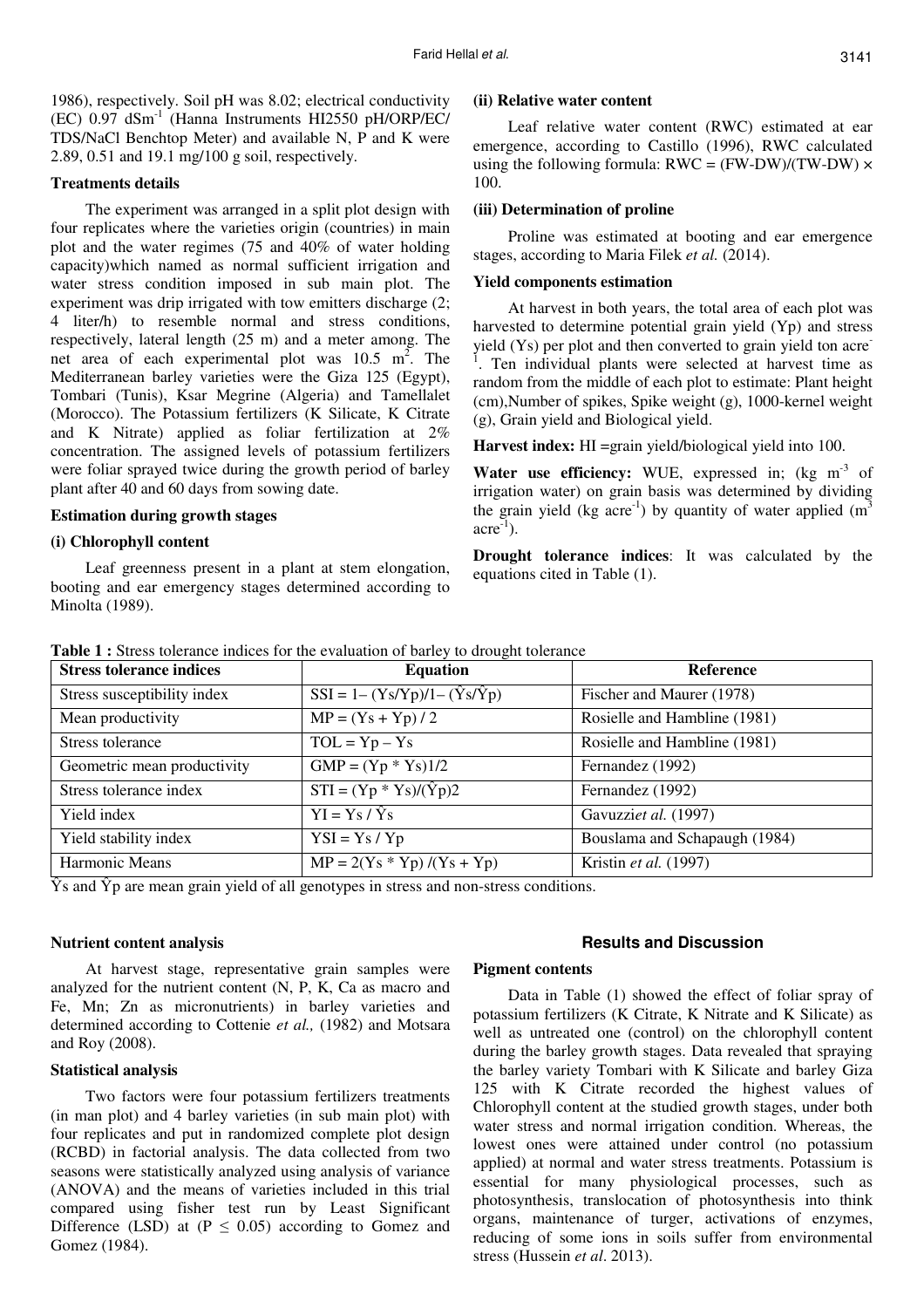1986), respectively. Soil pH was 8.02; electrical conductivity (EC) 0.97 $dSm^{-1}$ (Hanna Instruments HI2550 pH/ORP/EC/TDS/NaCl Benchtop Meter) and available N, P and K were 2.89, 0.51 and 19.1 mg/100 g soil, respectively.

**Treatments details**

The experiment was arranged in a split plot design with four replicates where the varieties origin (countries) in main plot and the water regimes (75 and 40% of water holding capacity)which named as normal sufficient irrigation and water stress condition imposed in sub main plot. The experiment was drip irrigated with tow emitters discharge (2; 4 liter/h) to resemble normal and stress conditions, respectively, lateral length (25 m) and a meter among. The net area of each experimental plot was 10.5 $m^2$. The Mediterranean barley varieties were the Giza 125 (Egypt), Tombari (Tunis), Ksar Megrine (Algeria) and Tamellalet (Morocco). The Potassium fertilizers (K Silicate, K Citrate and K Nitrate) applied as foliar fertilization at 2% concentration. The assigned levels of potassium fertilizers were foliar sprayed twice during the growth period of barley plant after 40 and 60 days from sowing date.

**Estimation during growth stages**

**(i) Chlorophyll content**

Leaf greenness present in a plant at stem elongation, booting and ear emergency stages determined according to Minolta (1989).

**(ii) Relative water content**

Leaf relative water content (RWC) estimated at ear emergence, according to Castillo (1996), RWC calculated using the following formula: RWC = (FW-DW)/(TW-DW) × 100.

**(iii) Determination of proline**

Proline was estimated at booting and ear emergence stages, according to Maria Filek *et al.* (2014).

**Yield components estimation**

At harvest in both years, the total area of each plot was harvested to determine potential grain yield (Yp) and stress yield (Ys) per plot and then converted to grain yield ton $acre^{-1}$. Ten individual plants were selected at harvest time as random from the middle of each plot to estimate: Plant height (cm),Number of spikes, Spike weight (g), 1000-kernel weight (g), Grain yield and Biological yield.

**Harvest index:** HI =grain yield/biological yield into 100.

**Water use efficiency:** WUE, expressed in; (kg $m^{-3}$ of irrigation water) on grain basis was determined by dividing the grain yield (kg $acre^{-1}$) by quantity of water applied ($m^3$ $acre^{-1}$).

**Drought tolerance indices**: It was calculated by the equations cited in Table (1).

**Table 1 :** Stress tolerance indices for the evaluation of barley to drought tolerance

| Stress tolerance indices | Equation | Reference |
|---|---|---|
| Stress susceptibility index | SSI = 1– (Ys/Yp)/1– (Ŷs/Ŷp) | Fischer and Maurer (1978) |
| Mean productivity | MP = (Ys + Yp) / 2 | Rosielle and Hambline (1981) |
| Stress tolerance | TOL = Yp – Ys | Rosielle and Hambline (1981) |
| Geometric mean productivity | GMP = (Yp * Ys)1/2 | Fernandez (1992) |
| Stress tolerance index | STI = (Yp * Ys)/(Ŷp)2 | Fernandez (1992) |
| Yield index | YI = Ys / Ŷs | Gavuzzi*et al.* (1997) |
| Yield stability index | YSI = Ys / Yp | Bouslama and Schapaugh (1984) |
| Harmonic Means | MP = 2(Ys * Yp) /(Ys + Yp) | Kristin *et al.* (1997) |

Ŷs and Ŷp are mean grain yield of all genotypes in stress and non-stress conditions.

**Nutrient content analysis**

At harvest stage, representative grain samples were analyzed for the nutrient content (N, P, K, Ca as macro and Fe, Mn; Zn as micronutrients) in barley varieties and determined according to Cottenie *et al.,* (1982) and Motsara and Roy (2008).

**Statistical analysis**

Two factors were four potassium fertilizers treatments (in man plot) and 4 barley varieties (in sub main plot) with four replicates and put in randomized complete plot design (RCBD) in factorial analysis. The data collected from two seasons were statistically analyzed using analysis of variance (ANOVA) and the means of varieties included in this trial compared using fisher test run by Least Significant Difference (LSD) at ($P \leq 0.05$) according to Gomez and Gomez (1984).

## Results and Discussion

**Pigment contents**

Data in Table (1) showed the effect of foliar spray of potassium fertilizers (K Citrate, K Nitrate and K Silicate) as well as untreated one (control) on the chlorophyll content during the barley growth stages. Data revealed that spraying the barley variety Tombari with K Silicate and barley Giza 125 with K Citrate recorded the highest values of Chlorophyll content at the studied growth stages, under both water stress and normal irrigation condition. Whereas, the lowest ones were attained under control (no potassium applied) at normal and water stress treatments. Potassium is essential for many physiological processes, such as photosynthesis, translocation of photosynthesis into think organs, maintenance of turger, activations of enzymes, reducing of some ions in soils suffer from environmental stress (Hussein *et al*. 2013).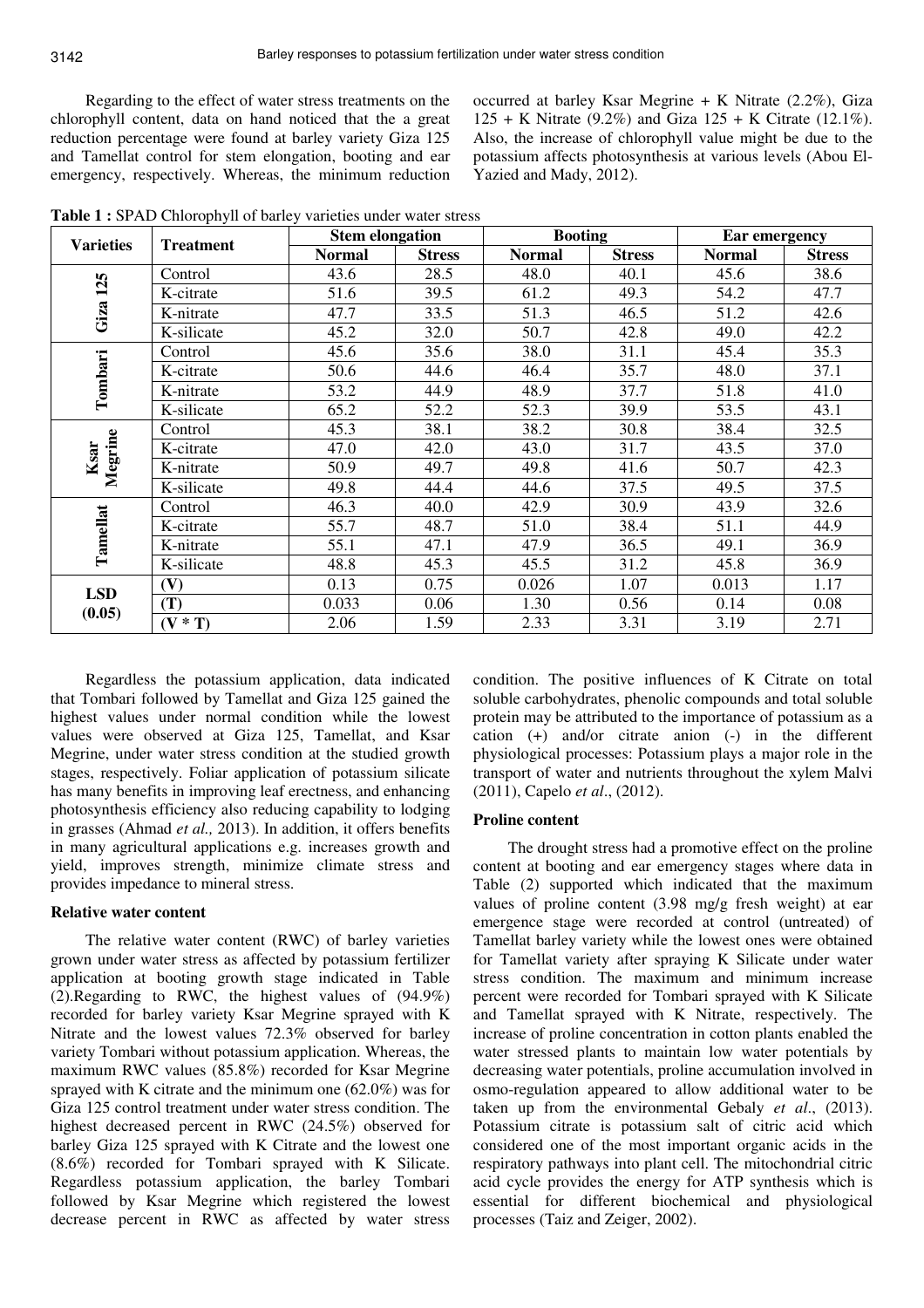Regarding to the effect of water stress treatments on the chlorophyll content, data on hand noticed that the a great reduction percentage were found at barley variety Giza 125 and Tamellat control for stem elongation, booting and ear emergency, respectively. Whereas, the minimum reduction occurred at barley Ksar Megrine + K Nitrate (2.2%), Giza 125 + K Nitrate (9.2%) and Giza 125 + K Citrate (12.1%). Also, the increase of chlorophyll value might be due to the potassium affects photosynthesis at various levels (Abou El-Yazied and Mady, 2012).

**Table 1 :** SPAD Chlorophyll of barley varieties under water stress

| Varieties | Treatment | Stem elongation | | Booting | | Ear emergency | |
|---|---|---|---|---|---|---|---|
| | | Normal | Stress | Normal | Stress | Normal | Stress |
| Giza 125 | Control | 43.6 | 28.5 | 48.0 | 40.1 | 45.6 | 38.6 |
| | K-citrate | 51.6 | 39.5 | 61.2 | 49.3 | 54.2 | 47.7 |
| | K-nitrate | 47.7 | 33.5 | 51.3 | 46.5 | 51.2 | 42.6 |
| | K-silicate | 45.2 | 32.0 | 50.7 | 42.8 | 49.0 | 42.2 |
| Tombari | Control | 45.6 | 35.6 | 38.0 | 31.1 | 45.4 | 35.3 |
| | K-citrate | 50.6 | 44.6 | 46.4 | 35.7 | 48.0 | 37.1 |
| | K-nitrate | 53.2 | 44.9 | 48.9 | 37.7 | 51.8 | 41.0 |
| | K-silicate | 65.2 | 52.2 | 52.3 | 39.9 | 53.5 | 43.1 |
| Ksar Megrine | Control | 45.3 | 38.1 | 38.2 | 30.8 | 38.4 | 32.5 |
| | K-citrate | 47.0 | 42.0 | 43.0 | 31.7 | 43.5 | 37.0 |
| | K-nitrate | 50.9 | 49.7 | 49.8 | 41.6 | 50.7 | 42.3 |
| | K-silicate | 49.8 | 44.4 | 44.6 | 37.5 | 49.5 | 37.5 |
| Tamellat | Control | 46.3 | 40.0 | 42.9 | 30.9 | 43.9 | 32.6 |
| | K-citrate | 55.7 | 48.7 | 51.0 | 38.4 | 51.1 | 44.9 |
| | K-nitrate | 55.1 | 47.1 | 47.9 | 36.5 | 49.1 | 36.9 |
| | K-silicate | 48.8 | 45.3 | 45.5 | 31.2 | 45.8 | 36.9 |
| LSD (0.05) | (V) | 0.13 | 0.75 | 0.026 | 1.07 | 0.013 | 1.17 |
| | (T) | 0.033 | 0.06 | 1.30 | 0.56 | 0.14 | 0.08 |
| | (V * T) | 2.06 | 1.59 | 2.33 | 3.31 | 3.19 | 2.71 |

Regardless the potassium application, data indicated that Tombari followed by Tamellat and Giza 125 gained the highest values under normal condition while the lowest values were observed at Giza 125, Tamellat, and Ksar Megrine, under water stress condition at the studied growth stages, respectively. Foliar application of potassium silicate has many benefits in improving leaf erectness, and enhancing photosynthesis efficiency also reducing capability to lodging in grasses (Ahmad *et al.,* 2013). In addition, it offers benefits in many agricultural applications e.g. increases growth and yield, improves strength, minimize climate stress and provides impedance to mineral stress.

### Relative water content

The relative water content (RWC) of barley varieties grown under water stress as affected by potassium fertilizer application at booting growth stage indicated in Table (2).Regarding to RWC, the highest values of (94.9%) recorded for barley variety Ksar Megrine sprayed with K Nitrate and the lowest values 72.3% observed for barley variety Tombari without potassium application. Whereas, the maximum RWC values (85.8%) recorded for Ksar Megrine sprayed with K citrate and the minimum one (62.0%) was for Giza 125 control treatment under water stress condition. The highest decreased percent in RWC (24.5%) observed for barley Giza 125 sprayed with K Citrate and the lowest one (8.6%) recorded for Tombari sprayed with K Silicate. Regardless potassium application, the barley Tombari followed by Ksar Megrine which registered the lowest decrease percent in RWC as affected by water stress condition. The positive influences of K Citrate on total soluble carbohydrates, phenolic compounds and total soluble protein may be attributed to the importance of potassium as a cation (+) and/or citrate anion (-) in the different physiological processes: Potassium plays a major role in the transport of water and nutrients throughout the xylem Malvi (2011), Capelo *et al*., (2012).

### Proline content

The drought stress had a promotive effect on the proline content at booting and ear emergency stages where data in Table (2) supported which indicated that the maximum values of proline content (3.98 mg/g fresh weight) at ear emergence stage were recorded at control (untreated) of Tamellat barley variety while the lowest ones were obtained for Tamellat variety after spraying K Silicate under water stress condition. The maximum and minimum increase percent were recorded for Tombari sprayed with K Silicate and Tamellat sprayed with K Nitrate, respectively. The increase of proline concentration in cotton plants enabled the water stressed plants to maintain low water potentials by decreasing water potentials, proline accumulation involved in osmo-regulation appeared to allow additional water to be taken up from the environmental Gebaly *et al*., (2013). Potassium citrate is potassium salt of citric acid which considered one of the most important organic acids in the respiratory pathways into plant cell. The mitochondrial citric acid cycle provides the energy for ATP synthesis which is essential for different biochemical and physiological processes (Taiz and Zeiger, 2002).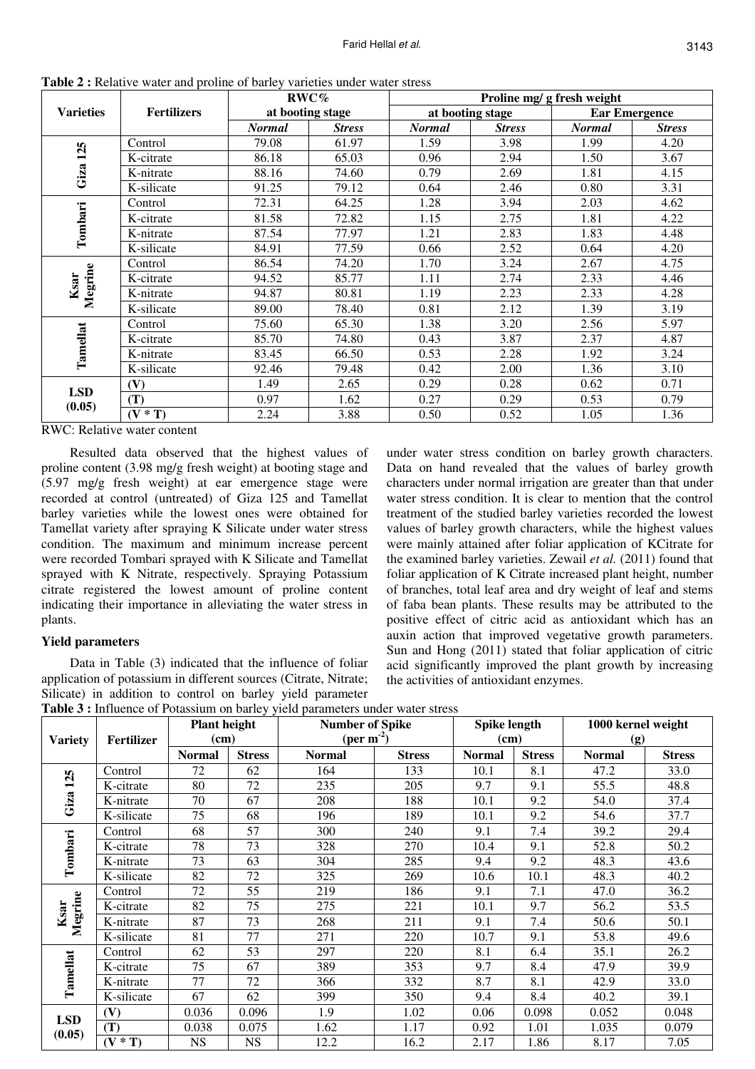**Table 2 :** Relative water and proline of barley varieties under water stress

| Varieties | Fertilizers | RWC% at booting stage | | Proline mg/ g fresh weight | | | |
|---|---|---|---|---|---|---|---|
| | | | | at booting stage | | Ear Emergence | |
| | | *Normal* | *Stress* | *Normal* | *Stress* | *Normal* | *Stress* |
| Giza 125 | Control | 79.08 | 61.97 | 1.59 | 3.98 | 1.99 | 4.20 |
| | K-citrate | 86.18 | 65.03 | 0.96 | 2.94 | 1.50 | 3.67 |
| | K-nitrate | 88.16 | 74.60 | 0.79 | 2.69 | 1.81 | 4.15 |
| | K-silicate | 91.25 | 79.12 | 0.64 | 2.46 | 0.80 | 3.31 |
| Tombari | Control | 72.31 | 64.25 | 1.28 | 3.94 | 2.03 | 4.62 |
| | K-citrate | 81.58 | 72.82 | 1.15 | 2.75 | 1.81 | 4.22 |
| | K-nitrate | 87.54 | 77.97 | 1.21 | 2.83 | 1.83 | 4.48 |
| | K-silicate | 84.91 | 77.59 | 0.66 | 2.52 | 0.64 | 4.20 |
| Ksar Megrine | Control | 86.54 | 74.20 | 1.70 | 3.24 | 2.67 | 4.75 |
| | K-citrate | 94.52 | 85.77 | 1.11 | 2.74 | 2.33 | 4.46 |
| | K-nitrate | 94.87 | 80.81 | 1.19 | 2.23 | 2.33 | 4.28 |
| | K-silicate | 89.00 | 78.40 | 0.81 | 2.12 | 1.39 | 3.19 |
| Tamellat | Control | 75.60 | 65.30 | 1.38 | 3.20 | 2.56 | 5.97 |
| | K-citrate | 85.70 | 74.80 | 0.43 | 3.87 | 2.37 | 4.87 |
| | K-nitrate | 83.45 | 66.50 | 0.53 | 2.28 | 1.92 | 3.24 |
| | K-silicate | 92.46 | 79.48 | 0.42 | 2.00 | 1.36 | 3.10 |
| LSD (0.05) | (V) | 1.49 | 2.65 | 0.29 | 0.28 | 0.62 | 0.71 |
| | (T) | 0.97 | 1.62 | 0.27 | 0.29 | 0.53 | 0.79 |
| | (V * T) | 2.24 | 3.88 | 0.50 | 0.52 | 1.05 | 1.36 |

RWC: Relative water content

Resulted data observed that the highest values of proline content (3.98 mg/g fresh weight) at booting stage and (5.97 mg/g fresh weight) at ear emergence stage were recorded at control (untreated) of Giza 125 and Tamellat barley varieties while the lowest ones were obtained for Tamellat variety after spraying K Silicate under water stress condition. The maximum and minimum increase percent were recorded Tombari sprayed with K Silicate and Tamellat sprayed with K Nitrate, respectively. Spraying Potassium citrate registered the lowest amount of proline content indicating their importance in alleviating the water stress in plants.

### Yield parameters

Data in Table (3) indicated that the influence of foliar application of potassium in different sources (Citrate, Nitrate; Silicate) in addition to control on barley yield parameter under water stress condition on barley growth characters. Data on hand revealed that the values of barley growth characters under normal irrigation are greater than that under water stress condition. It is clear to mention that the control treatment of the studied barley varieties recorded the lowest values of barley growth characters, while the highest values were mainly attained after foliar application of KCitrate for the examined barley varieties. Zewail *et al.* (2011) found that foliar application of K Citrate increased plant height, number of branches, total leaf area and dry weight of leaf and stems of faba bean plants. These results may be attributed to the positive effect of citric acid as antioxidant which has an auxin action that improved vegetative growth parameters. Sun and Hong (2011) stated that foliar application of citric acid significantly improved the plant growth by increasing the activities of antioxidant enzymes.

**Table 3 :** Influence of Potassium on barley yield parameters under water stress

| Variety | Fertilizer | Plant height (cm) | | Number of Spike (per $m^{-2}$) | | Spike length (cm) | | 1000 kernel weight (g) | |
|---|---|---|---|---|---|---|---|---|---|
| | | Normal | Stress | Normal | Stress | Normal | Stress | Normal | Stress |
| Giza 125 | Control | 72 | 62 | 164 | 133 | 10.1 | 8.1 | 47.2 | 33.0 |
| | K-citrate | 80 | 72 | 235 | 205 | 9.7 | 9.1 | 55.5 | 48.8 |
| | K-nitrate | 70 | 67 | 208 | 188 | 10.1 | 9.2 | 54.0 | 37.4 |
| | K-silicate | 75 | 68 | 196 | 189 | 10.1 | 9.2 | 54.6 | 37.7 |
| Tombari | Control | 68 | 57 | 300 | 240 | 9.1 | 7.4 | 39.2 | 29.4 |
| | K-citrate | 78 | 73 | 328 | 270 | 10.4 | 9.1 | 52.8 | 50.2 |
| | K-nitrate | 73 | 63 | 304 | 285 | 9.4 | 9.2 | 48.3 | 43.6 |
| | K-silicate | 82 | 72 | 325 | 269 | 10.6 | 10.1 | 48.3 | 40.2 |
| Ksar Megrine | Control | 72 | 55 | 219 | 186 | 9.1 | 7.1 | 47.0 | 36.2 |
| | K-citrate | 82 | 75 | 275 | 221 | 10.1 | 9.7 | 56.2 | 53.5 |
| | K-nitrate | 87 | 73 | 268 | 211 | 9.1 | 7.4 | 50.6 | 50.1 |
| | K-silicate | 81 | 77 | 271 | 220 | 10.7 | 9.1 | 53.8 | 49.6 |
| Tamellat | Control | 62 | 53 | 297 | 220 | 8.1 | 6.4 | 35.1 | 26.2 |
| | K-citrate | 75 | 67 | 389 | 353 | 9.7 | 8.4 | 47.9 | 39.9 |
| | K-nitrate | 77 | 72 | 366 | 332 | 8.7 | 8.1 | 42.9 | 33.0 |
| | K-silicate | 67 | 62 | 399 | 350 | 9.4 | 8.4 | 40.2 | 39.1 |
| LSD (0.05) | (V) | 0.036 | 0.096 | 1.9 | 1.02 | 0.06 | 0.098 | 0.052 | 0.048 |
| | (T) | 0.038 | 0.075 | 1.62 | 1.17 | 0.92 | 1.01 | 1.035 | 0.079 |
| | (V * T) | NS | NS | 12.2 | 16.2 | 2.17 | 1.86 | 8.17 | 7.05 |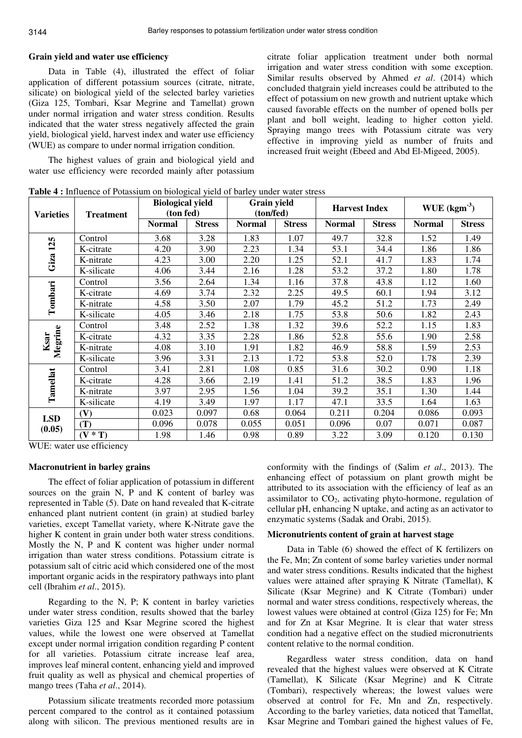## Grain yield and water use efficiency

Data in Table (4), illustrated the effect of foliar application of different potassium sources (citrate, nitrate, silicate) on biological yield of the selected barley varieties (Giza 125, Tombari, Ksar Megrine and Tamellat) grown under normal irrigation and water stress condition. Results indicated that the water stress negatively affected the grain yield, biological yield, harvest index and water use efficiency (WUE) as compare to under normal irrigation condition.

The highest values of grain and biological yield and water use efficiency were recorded mainly after potassium citrate foliar application treatment under both normal irrigation and water stress condition with some exception. Similar results observed by Ahmed *et al*. (2014) which concluded thatgrain yield increases could be attributed to the effect of potassium on new growth and nutrient uptake which caused favorable effects on the number of opened bolls per plant and boll weight, leading to higher cotton yield. Spraying mango trees with Potassium citrate was very effective in improving yield as number of fruits and increased fruit weight (Ebeed and Abd El-Migeed, 2005).

**Table 4 :** Influence of Potassium on biological yield of barley under water stress

| Varieties | Treatment | Biological yield (ton fed) | | Grain yield (ton/fed) | | Harvest Index | | WUE (kgm$^{-3}$) | |
|---|---|---|---|---|---|---|---|---|---|
| | | Normal | Stress | Normal | Stress | Normal | Stress | Normal | Stress |
| Giza 125 | Control | 3.68 | 3.28 | 1.83 | 1.07 | 49.7 | 32.8 | 1.52 | 1.49 |
| | K-citrate | 4.20 | 3.90 | 2.23 | 1.34 | 53.1 | 34.4 | 1.86 | 1.86 |
| | K-nitrate | 4.23 | 3.00 | 2.20 | 1.25 | 52.1 | 41.7 | 1.83 | 1.74 |
| | K-silicate | 4.06 | 3.44 | 2.16 | 1.28 | 53.2 | 37.2 | 1.80 | 1.78 |
| Tombari | Control | 3.56 | 2.64 | 1.34 | 1.16 | 37.8 | 43.8 | 1.12 | 1.60 |
| | K-citrate | 4.69 | 3.74 | 2.32 | 2.25 | 49.5 | 60.1 | 1.94 | 3.12 |
| | K-nitrate | 4.58 | 3.50 | 2.07 | 1.79 | 45.2 | 51.2 | 1.73 | 2.49 |
| | K-silicate | 4.05 | 3.46 | 2.18 | 1.75 | 53.8 | 50.6 | 1.82 | 2.43 |
| Ksar Megrine | Control | 3.48 | 2.52 | 1.38 | 1.32 | 39.6 | 52.2 | 1.15 | 1.83 |
| | K-citrate | 4.32 | 3.35 | 2.28 | 1.86 | 52.8 | 55.6 | 1.90 | 2.58 |
| | K-nitrate | 4.08 | 3.10 | 1.91 | 1.82 | 46.9 | 58.8 | 1.59 | 2.53 |
| | K-silicate | 3.96 | 3.31 | 2.13 | 1.72 | 53.8 | 52.0 | 1.78 | 2.39 |
| Tamellat | Control | 3.41 | 2.81 | 1.08 | 0.85 | 31.6 | 30.2 | 0.90 | 1.18 |
| | K-citrate | 4.28 | 3.66 | 2.19 | 1.41 | 51.2 | 38.5 | 1.83 | 1.96 |
| | K-nitrate | 3.97 | 2.95 | 1.56 | 1.04 | 39.2 | 35.1 | 1.30 | 1.44 |
| | K-silicate | 4.19 | 3.49 | 1.97 | 1.17 | 47.1 | 33.5 | 1.64 | 1.63 |
| LSD (0.05) | (V) | 0.023 | 0.097 | 0.68 | 0.064 | 0.211 | 0.204 | 0.086 | 0.093 |
| | (T) | 0.096 | 0.078 | 0.055 | 0.051 | 0.096 | 0.07 | 0.071 | 0.087 |
| | (V * T) | 1.98 | 1.46 | 0.98 | 0.89 | 3.22 | 3.09 | 0.120 | 0.130 |

WUE: water use efficiency

## Macronutrient in barley grains

The effect of foliar application of potassium in different sources on the grain N, P and K content of barley was represented in Table (5). Date on hand revealed that K-citrate enhanced plant nutrient content (in grain) at studied barley varieties, except Tamellat variety, where K-Nitrate gave the higher K content in grain under both water stress conditions. Mostly the N, P and K content was higher under normal irrigation than water stress conditions. Potassium citrate is potassium salt of citric acid which considered one of the most important organic acids in the respiratory pathways into plant cell (Ibrahim *et al*., 2015).

Regarding to the N, P; K content in barley varieties under water stress condition, results showed that the barley varieties Giza 125 and Ksar Megrine scored the highest values, while the lowest one were observed at Tamellat except under normal irrigation condition regarding P content for all varieties. Potassium citrate increase leaf area, improves leaf mineral content, enhancing yield and improved fruit quality as well as physical and chemical properties of mango trees (Taha *et al*., 2014).

Potassium silicate treatments recorded more potassium percent compared to the control as it contained potassium along with silicon. The previous mentioned results are in conformity with the findings of (Salim *et al*., 2013). The enhancing effect of potassium on plant growth might be attributed to its association with the efficiency of leaf as an assimilator to $CO_2$, activating phyto-hormone, regulation of cellular pH, enhancing N uptake, and acting as an activator to enzymatic systems (Sadak and Orabi, 2015).

## Micronutrients content of grain at harvest stage

Data in Table (6) showed the effect of K fertilizers on the Fe, Mn; Zn content of some barley varieties under normal and water stress conditions. Results indicated that the highest values were attained after spraying K Nitrate (Tamellat), K Silicate (Ksar Megrine) and K Citrate (Tombari) under normal and water stress conditions, respectively whereas, the lowest values were obtained at control (Giza 125) for Fe; Mn and for Zn at Ksar Megrine. It is clear that water stress condition had a negative effect on the studied micronutrients content relative to the normal condition.

Regardless water stress condition, data on hand revealed that the highest values were observed at K Citrate (Tamellat), K Silicate (Ksar Megrine) and K Citrate (Tombari), respectively whereas; the lowest values were observed at control for Fe, Mn and Zn, respectively. According to the barley varieties, data noticed that Tamellat, Ksar Megrine and Tombari gained the highest values of Fe,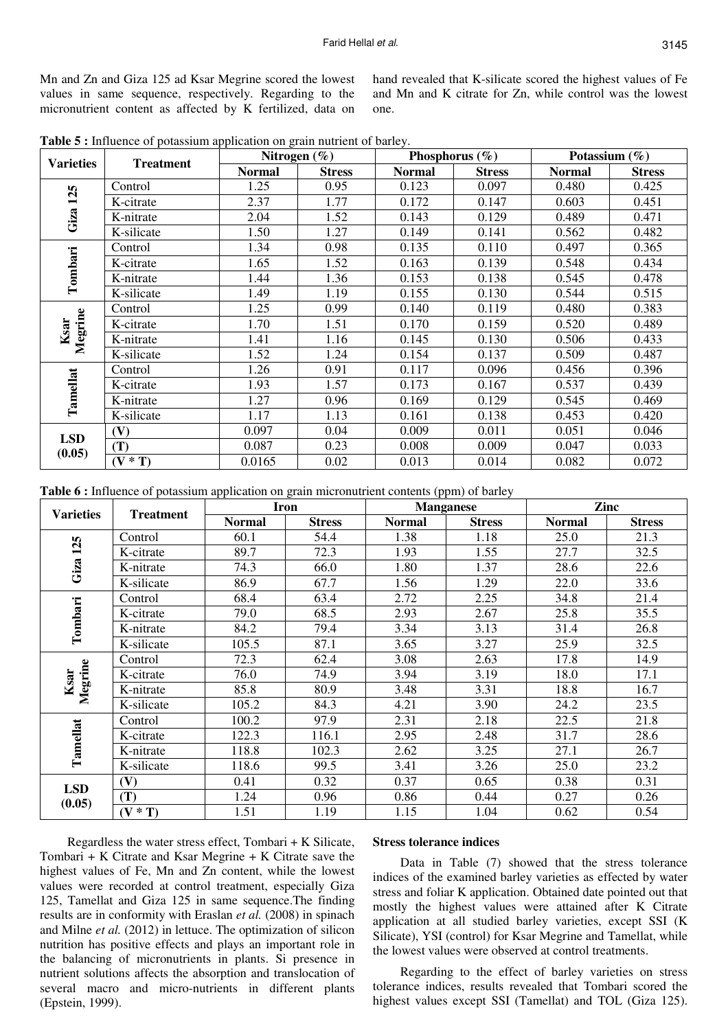Mn and Zn and Giza 125 ad Ksar Megrine scored the lowest values in same sequence, respectively. Regarding to the micronutrient content as affected by K fertilized, data on hand revealed that K-silicate scored the highest values of Fe and Mn and K citrate for Zn, while control was the lowest one.

**Table 5 :** Influence of potassium application on grain nutrient of barley.

| Varieties | Treatment | Nitrogen (%) | | Phosphorus (%) | | Potassium (%) | |
|---|---|---|---|---|---|---|---|
| | | Normal | Stress | Normal | Stress | Normal | Stress |
| Giza 125 | Control | 1.25 | 0.95 | 0.123 | 0.097 | 0.480 | 0.425 |
| | K-citrate | 2.37 | 1.77 | 0.172 | 0.147 | 0.603 | 0.451 |
| | K-nitrate | 2.04 | 1.52 | 0.143 | 0.129 | 0.489 | 0.471 |
| | K-silicate | 1.50 | 1.27 | 0.149 | 0.141 | 0.562 | 0.482 |
| Tombari | Control | 1.34 | 0.98 | 0.135 | 0.110 | 0.497 | 0.365 |
| | K-citrate | 1.65 | 1.52 | 0.163 | 0.139 | 0.548 | 0.434 |
| | K-nitrate | 1.44 | 1.36 | 0.153 | 0.138 | 0.545 | 0.478 |
| | K-silicate | 1.49 | 1.19 | 0.155 | 0.130 | 0.544 | 0.515 |
| Ksar Megrine | Control | 1.25 | 0.99 | 0.140 | 0.119 | 0.480 | 0.383 |
| | K-citrate | 1.70 | 1.51 | 0.170 | 0.159 | 0.520 | 0.489 |
| | K-nitrate | 1.41 | 1.16 | 0.145 | 0.130 | 0.506 | 0.433 |
| | K-silicate | 1.52 | 1.24 | 0.154 | 0.137 | 0.509 | 0.487 |
| Tamellat | Control | 1.26 | 0.91 | 0.117 | 0.096 | 0.456 | 0.396 |
| | K-citrate | 1.93 | 1.57 | 0.173 | 0.167 | 0.537 | 0.439 |
| | K-nitrate | 1.27 | 0.96 | 0.169 | 0.129 | 0.545 | 0.469 |
| | K-silicate | 1.17 | 1.13 | 0.161 | 0.138 | 0.453 | 0.420 |
| LSD (0.05) | (V) | 0.097 | 0.04 | 0.009 | 0.011 | 0.051 | 0.046 |
| | (T) | 0.087 | 0.23 | 0.008 | 0.009 | 0.047 | 0.033 |
| | (V * T) | 0.0165 | 0.02 | 0.013 | 0.014 | 0.082 | 0.072 |

**Table 6 :** Influence of potassium application on grain micronutrient contents (ppm) of barley

| Varieties | Treatment | Iron | | Manganese | | Zinc | |
|---|---|---|---|---|---|---|---|
| | | Normal | Stress | Normal | Stress | Normal | Stress |
| Giza 125 | Control | 60.1 | 54.4 | 1.38 | 1.18 | 25.0 | 21.3 |
| | K-citrate | 89.7 | 72.3 | 1.93 | 1.55 | 27.7 | 32.5 |
| | K-nitrate | 74.3 | 66.0 | 1.80 | 1.37 | 28.6 | 22.6 |
| | K-silicate | 86.9 | 67.7 | 1.56 | 1.29 | 22.0 | 33.6 |
| Tombari | Control | 68.4 | 63.4 | 2.72 | 2.25 | 34.8 | 21.4 |
| | K-citrate | 79.0 | 68.5 | 2.93 | 2.67 | 25.8 | 35.5 |
| | K-nitrate | 84.2 | 79.4 | 3.34 | 3.13 | 31.4 | 26.8 |
| | K-silicate | 105.5 | 87.1 | 3.65 | 3.27 | 25.9 | 32.5 |
| Ksar Megrine | Control | 72.3 | 62.4 | 3.08 | 2.63 | 17.8 | 14.9 |
| | K-citrate | 76.0 | 74.9 | 3.94 | 3.19 | 18.0 | 17.1 |
| | K-nitrate | 85.8 | 80.9 | 3.48 | 3.31 | 18.8 | 16.7 |
| | K-silicate | 105.2 | 84.3 | 4.21 | 3.90 | 24.2 | 23.5 |
| Tamellat | Control | 100.2 | 97.9 | 2.31 | 2.18 | 22.5 | 21.8 |
| | K-citrate | 122.3 | 116.1 | 2.95 | 2.48 | 31.7 | 28.6 |
| | K-nitrate | 118.8 | 102.3 | 2.62 | 3.25 | 27.1 | 26.7 |
| | K-silicate | 118.6 | 99.5 | 3.41 | 3.26 | 25.0 | 23.2 |
| LSD (0.05) | (V) | 0.41 | 0.32 | 0.37 | 0.65 | 0.38 | 0.31 |
| | (T) | 1.24 | 0.96 | 0.86 | 0.44 | 0.27 | 0.26 |
| | (V * T) | 1.51 | 1.19 | 1.15 | 1.04 | 0.62 | 0.54 |

Regardless the water stress effect, Tombari + K Silicate, Tombari + K Citrate and Ksar Megrine + K Citrate save the highest values of Fe, Mn and Zn content, while the lowest values were recorded at control treatment, especially Giza 125, Tamellat and Giza 125 in same sequence.The finding results are in conformity with Eraslan *et al.* (2008) in spinach and Milne *et al.* (2012) in lettuce. The optimization of silicon nutrition has positive effects and plays an important role in the balancing of micronutrients in plants. Si presence in nutrient solutions affects the absorption and translocation of several macro and micro-nutrients in different plants (Epstein, 1999).

**Stress tolerance indices**

Data in Table (7) showed that the stress tolerance indices of the examined barley varieties as effected by water stress and foliar K application. Obtained date pointed out that mostly the highest values were attained after K Citrate application at all studied barley varieties, except SSI (K Silicate), YSI (control) for Ksar Megrine and Tamellat, while the lowest values were observed at control treatments.

Regarding to the effect of barley varieties on stress tolerance indices, results revealed that Tombari scored the highest values except SSI (Tamellat) and TOL (Giza 125).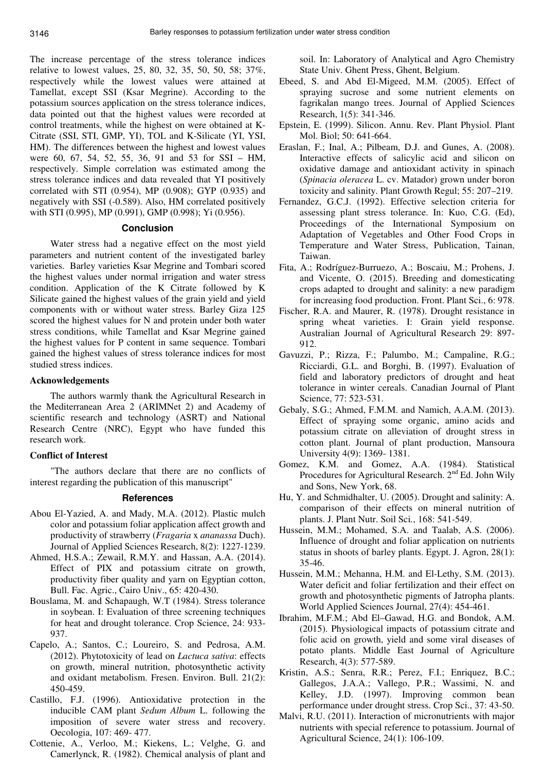The increase percentage of the stress tolerance indices relative to lowest values, 25, 80, 32, 35, 50, 50, 58; 37%, respectively while the lowest values were attained at Tamellat, except SSI (Ksar Megrine). According to the potassium sources application on the stress tolerance indices, data pointed out that the highest values were recorded at control treatments, while the highest on were obtained at K-Citrate (SSI, STI, GMP, YI), TOL and K-Silicate (YI, YSI, HM). The differences between the highest and lowest values were 60, 67, 54, 52, 55, 36, 91 and 53 for SSI – HM, respectively. Simple correlation was estimated among the stress tolerance indices and data revealed that YI positively correlated with STI (0.954), MP (0.908); GYP (0.935) and negatively with SSI (-0.589). Also, HM correlated positively with STI (0.995), MP (0.991), GMP (0.998); Yi (0.956).

## Conclusion

Water stress had a negative effect on the most yield parameters and nutrient content of the investigated barley varieties. Barley varieties Ksar Megrine and Tombari scored the highest values under normal irrigation and water stress condition. Application of the K Citrate followed by K Silicate gained the highest values of the grain yield and yield components with or without water stress. Barley Giza 125 scored the highest values for N and protein under both water stress conditions, while Tamellat and Ksar Megrine gained the highest values for P content in same sequence. Tombari gained the highest values of stress tolerance indices for most studied stress indices.

### Acknowledgements

The authors warmly thank the Agricultural Research in the Mediterranean Area 2 (ARIMNet 2) and Academy of scientific research and technology (ASRT) and National Research Centre (NRC), Egypt who have funded this research work.

### Conflict of Interest

"The authors declare that there are no conflicts of interest regarding the publication of this manuscript"

## References

Abou El-Yazied, A. and Mady, M.A. (2012). Plastic mulch color and potassium foliar application affect growth and productivity of strawberry (*Fragaria* x *ananassa* Duch). Journal of Applied Sciences Research, 8(2): 1227-1239.

Ahmed, H.S.A.; Zewail, R.M.Y. and Hassan, A.A. (2014). Effect of PIX and potassium citrate on growth, productivity fiber quality and yarn on Egyptian cotton, Bull. Fac. Agric., Cairo Univ., 65: 420-430.

Bouslama, M. and Schapaugh, W.T (1984). Stress tolerance in soybean. I: Evaluation of three screening techniques for heat and drought tolerance. Crop Science, 24: 933-937.

Capelo, A.; Santos, C.; Loureiro, S. and Pedrosa, A.M. (2012). Phytotoxicity of lead on *Lactuca sativa*: effects on growth, mineral nutrition, photosynthetic activity and oxidant metabolism. Fresen. Environ. Bull. 21(2): 450-459.

Castillo, F.J. (1996). Antioxidative protection in the inducible CAM plant *Sedum Album* L. following the imposition of severe water stress and recovery. Oecologia, 107: 469- 477.

Cottenie, A., Verloo, M.; Kiekens, L.; Velghe, G. and Camerlynck, R. (1982). Chemical analysis of plant and soil. In: Laboratory of Analytical and Agro Chemistry State Univ. Ghent Press, Ghent, Belgium.

Ebeed, S. and Abd El-Migeed, M.M. (2005). Effect of spraying sucrose and some nutrient elements on fagrikalan mango trees. Journal of Applied Sciences Research, 1(5): 341-346.

Epstein, E. (1999). Silicon. Annu. Rev. Plant Physiol. Plant Mol. Biol; 50: 641-664.

Eraslan, F.; Inal, A.; Pilbeam, D.J. and Gunes, A. (2008). Interactive effects of salicylic acid and silicon on oxidative damage and antioxidant activity in spinach (*Spinacia oleracea* L. cv. Matador) grown under boron toxicity and salinity. Plant Growth Regul; 55: 207–219.

Fernandez, G.C.J. (1992). Effective selection criteria for assessing plant stress tolerance. In: Kuo, C.G. (Ed), Proceedings of the International Symposium on Adaptation of Vegetables and Other Food Crops in Temperature and Water Stress, Publication, Tainan, Taiwan.

Fita, A.; Rodríguez-Burruezo, A.; Boscaiu, M.; Prohens, J. and Vicente, O. (2015). Breeding and domesticating crops adapted to drought and salinity: a new paradigm for increasing food production. Front. Plant Sci., 6: 978.

Fischer, R.A. and Maurer, R. (1978). Drought resistance in spring wheat varieties. I: Grain yield response. Australian Journal of Agricultural Research 29: 897-912.

Gavuzzi, P.; Rizza, F.; Palumbo, M.; Campaline, R.G.; Ricciardi, G.L. and Borghi, B. (1997). Evaluation of field and laboratory predictors of drought and heat tolerance in winter cereals. Canadian Journal of Plant Science, 77: 523-531.

Gebaly, S.G.; Ahmed, F.M.M. and Namich, A.A.M. (2013). Effect of spraying some organic, amino acids and potassium citrate on alleviation of drought stress in cotton plant. Journal of plant production, Mansoura University 4(9): 1369- 1381.

Gomez, K.M. and Gomez, A.A. (1984). Statistical Procedures for Agricultural Research. 2nd Ed. John Wily and Sons, New York, 68.

Hu, Y. and Schmidhalter, U. (2005). Drought and salinity: A. comparison of their effects on mineral nutrition of plants. J. Plant Nutr. Soil Sci., 168: 541-549.

Hussein, M.M.; Mohamed, S.A. and Taalab, A.S. (2006). Influence of drought and foliar application on nutrients status in shoots of barley plants. Egypt. J. Agron, 28(1): 35-46.

Hussein, M.M.; Mehanna, H.M. and El-Lethy, S.M. (2013). Water deficit and foliar fertilization and their effect on growth and photosynthetic pigments of Jatropha plants. World Applied Sciences Journal, 27(4): 454-461.

Ibrahim, M.F.M.; Abd El–Gawad, H.G. and Bondok, A.M. (2015). Physiological impacts of potassium citrate and folic acid on growth, yield and some viral diseases of potato plants. Middle East Journal of Agriculture Research, 4(3): 577-589.

Kristin, A.S.; Senra, R.R.; Perez, F.I.; Enriquez, B.C.; Gallegos, J.A.A.; Vallego, P.R.; Wassimi, N. and Kelley, J.D. (1997). Improving common bean performance under drought stress. Crop Sci., 37: 43-50.

Malvi, R.U. (2011). Interaction of micronutrients with major nutrients with special reference to potassium. Journal of Agricultural Science, 24(1): 106-109.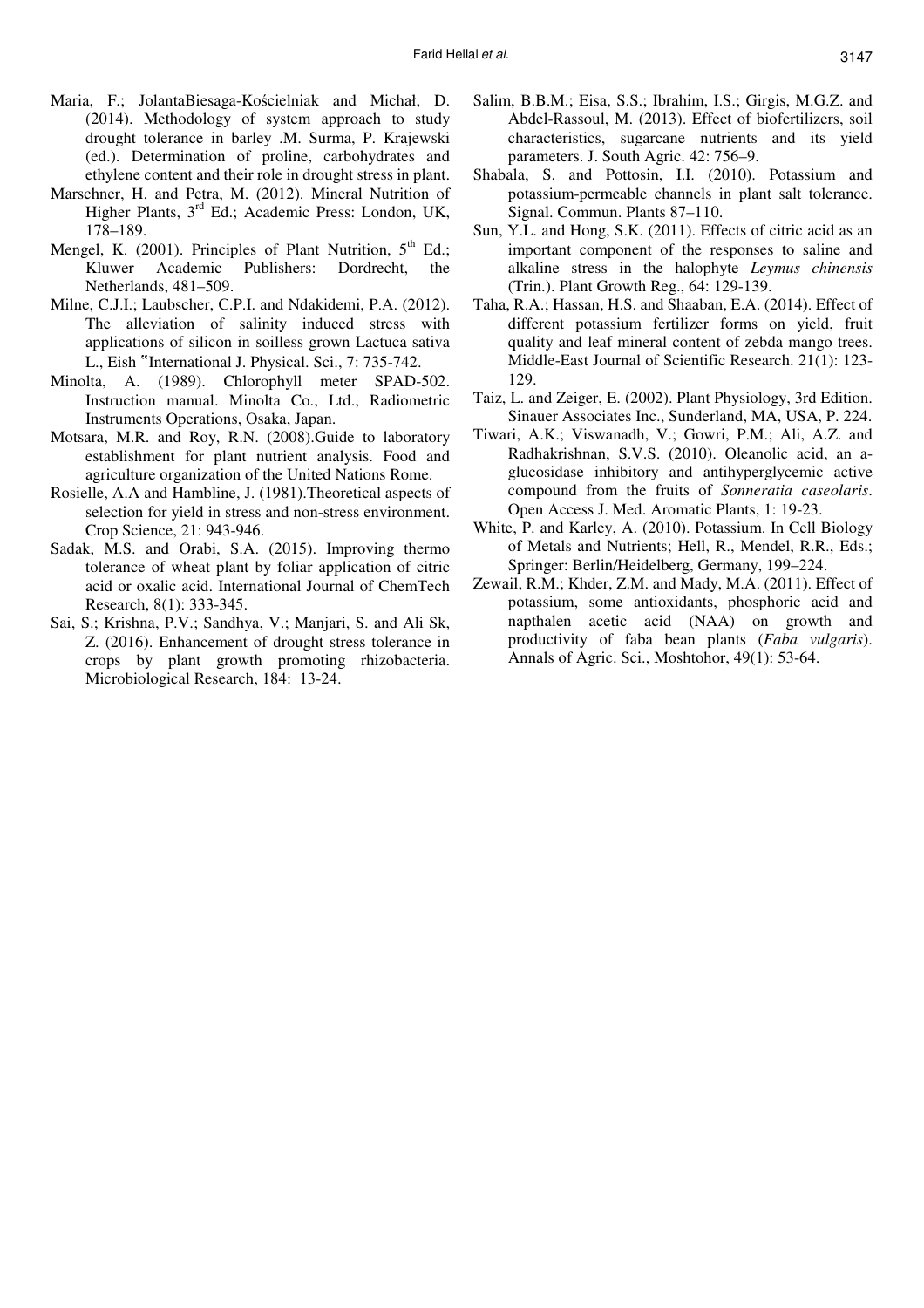Maria, F.; JolantaBiesaga-Kościelniak and Michał, D. (2014). Methodology of system approach to study drought tolerance in barley .M. Surma, P. Krajewski (ed.). Determination of proline, carbohydrates and ethylene content and their role in drought stress in plant.

Marschner, H. and Petra, M. (2012). Mineral Nutrition of Higher Plants, 3rd Ed.; Academic Press: London, UK, 178–189.

Mengel, K. (2001). Principles of Plant Nutrition, 5th Ed.; Kluwer Academic Publishers: Dordrecht, the Netherlands, 481–509.

Milne, C.J.I.; Laubscher, C.P.I. and Ndakidemi, P.A. (2012). The alleviation of salinity induced stress with applications of silicon in soilless grown Lactuca sativa L., Eish "International J. Physical. Sci., 7: 735-742.

Minolta, A. (1989). Chlorophyll meter SPAD-502. Instruction manual. Minolta Co., Ltd., Radiometric Instruments Operations, Osaka, Japan.

Motsara, M.R. and Roy, R.N. (2008).Guide to laboratory establishment for plant nutrient analysis. Food and agriculture organization of the United Nations Rome.

Rosielle, A.A and Hambline, J. (1981).Theoretical aspects of selection for yield in stress and non-stress environment. Crop Science, 21: 943-946.

Sadak, M.S. and Orabi, S.A. (2015). Improving thermo tolerance of wheat plant by foliar application of citric acid or oxalic acid. International Journal of ChemTech Research, 8(1): 333-345.

Sai, S.; Krishna, P.V.; Sandhya, V.; Manjari, S. and Ali Sk, Z. (2016). Enhancement of drought stress tolerance in crops by plant growth promoting rhizobacteria. Microbiological Research, 184: 13-24.

Salim, B.B.M.; Eisa, S.S.; Ibrahim, I.S.; Girgis, M.G.Z. and Abdel-Rassoul, M. (2013). Effect of biofertilizers, soil characteristics, sugarcane nutrients and its yield parameters. J. South Agric. 42: 756–9.

Shabala, S. and Pottosin, I.I. (2010). Potassium and potassium-permeable channels in plant salt tolerance. Signal. Commun. Plants 87–110.

Sun, Y.L. and Hong, S.K. (2011). Effects of citric acid as an important component of the responses to saline and alkaline stress in the halophyte *Leymus chinensis* (Trin.). Plant Growth Reg., 64: 129-139.

Taha, R.A.; Hassan, H.S. and Shaaban, E.A. (2014). Effect of different potassium fertilizer forms on yield, fruit quality and leaf mineral content of zebda mango trees. Middle-East Journal of Scientific Research. 21(1): 123-129.

Taiz, L. and Zeiger, E. (2002). Plant Physiology, 3rd Edition. Sinauer Associates Inc., Sunderland, MA, USA, P. 224.

Tiwari, A.K.; Viswanadh, V.; Gowri, P.M.; Ali, A.Z. and Radhakrishnan, S.V.S. (2010). Oleanolic acid, an a-glucosidase inhibitory and antihyperglycemic active compound from the fruits of *Sonneratia caseolaris*. Open Access J. Med. Aromatic Plants, 1: 19-23.

White, P. and Karley, A. (2010). Potassium. In Cell Biology of Metals and Nutrients; Hell, R., Mendel, R.R., Eds.; Springer: Berlin/Heidelberg, Germany, 199–224.

Zewail, R.M.; Khder, Z.M. and Mady, M.A. (2011). Effect of potassium, some antioxidants, phosphoric acid and napthalen acetic acid (NAA) on growth and productivity of faba bean plants (*Faba vulgaris*). Annals of Agric. Sci., Moshtohor, 49(1): 53-64.